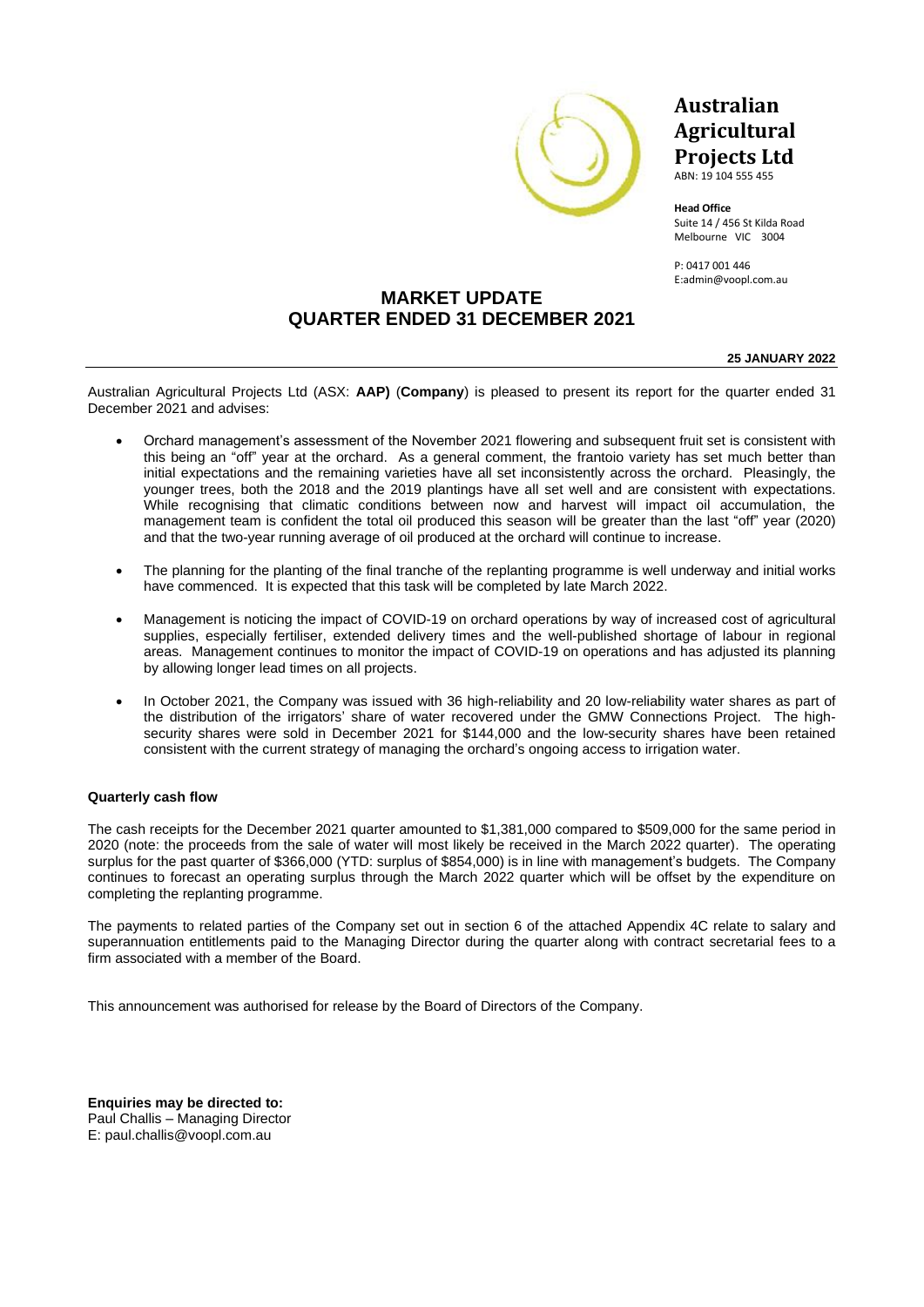**Australian Agricultural Projects Ltd**
ABN: 19 104 555 455

**Head Office**
Suite 14 / 456 St Kilda Road
Melbourne VIC 3004

P: 0417 001 446
E:admin@voopl.com.au

# MARKET UPDATE
# QUARTER ENDED 31 DECEMBER 2021

**25 JANUARY 2022**

Australian Agricultural Projects Ltd (ASX: **AAP)** (**Company**) is pleased to present its report for the quarter ended 31 December 2021 and advises:

- Orchard management's assessment of the November 2021 flowering and subsequent fruit set is consistent with this being an "off" year at the orchard. As a general comment, the frantoio variety has set much better than initial expectations and the remaining varieties have all set inconsistently across the orchard. Pleasingly, the younger trees, both the 2018 and the 2019 plantings have all set well and are consistent with expectations. While recognising that climatic conditions between now and harvest will impact oil accumulation, the management team is confident the total oil produced this season will be greater than the last "off" year (2020) and that the two-year running average of oil produced at the orchard will continue to increase.
- The planning for the planting of the final tranche of the replanting programme is well underway and initial works have commenced. It is expected that this task will be completed by late March 2022.
- Management is noticing the impact of COVID-19 on orchard operations by way of increased cost of agricultural supplies, especially fertiliser, extended delivery times and the well-published shortage of labour in regional areas. Management continues to monitor the impact of COVID-19 on operations and has adjusted its planning by allowing longer lead times on all projects.
- In October 2021, the Company was issued with 36 high-reliability and 20 low-reliability water shares as part of the distribution of the irrigators' share of water recovered under the GMW Connections Project. The high-security shares were sold in December 2021 for $144,000 and the low-security shares have been retained consistent with the current strategy of managing the orchard's ongoing access to irrigation water.

**Quarterly cash flow**

The cash receipts for the December 2021 quarter amounted to $1,381,000 compared to $509,000 for the same period in 2020 (note: the proceeds from the sale of water will most likely be received in the March 2022 quarter). The operating surplus for the past quarter of $366,000 (YTD: surplus of $854,000) is in line with management's budgets. The Company continues to forecast an operating surplus through the March 2022 quarter which will be offset by the expenditure on completing the replanting programme.

The payments to related parties of the Company set out in section 6 of the attached Appendix 4C relate to salary and superannuation entitlements paid to the Managing Director during the quarter along with contract secretarial fees to a firm associated with a member of the Board.

This announcement was authorised for release by the Board of Directors of the Company.

**Enquiries may be directed to:**
Paul Challis – Managing Director
E: paul.challis@voopl.com.au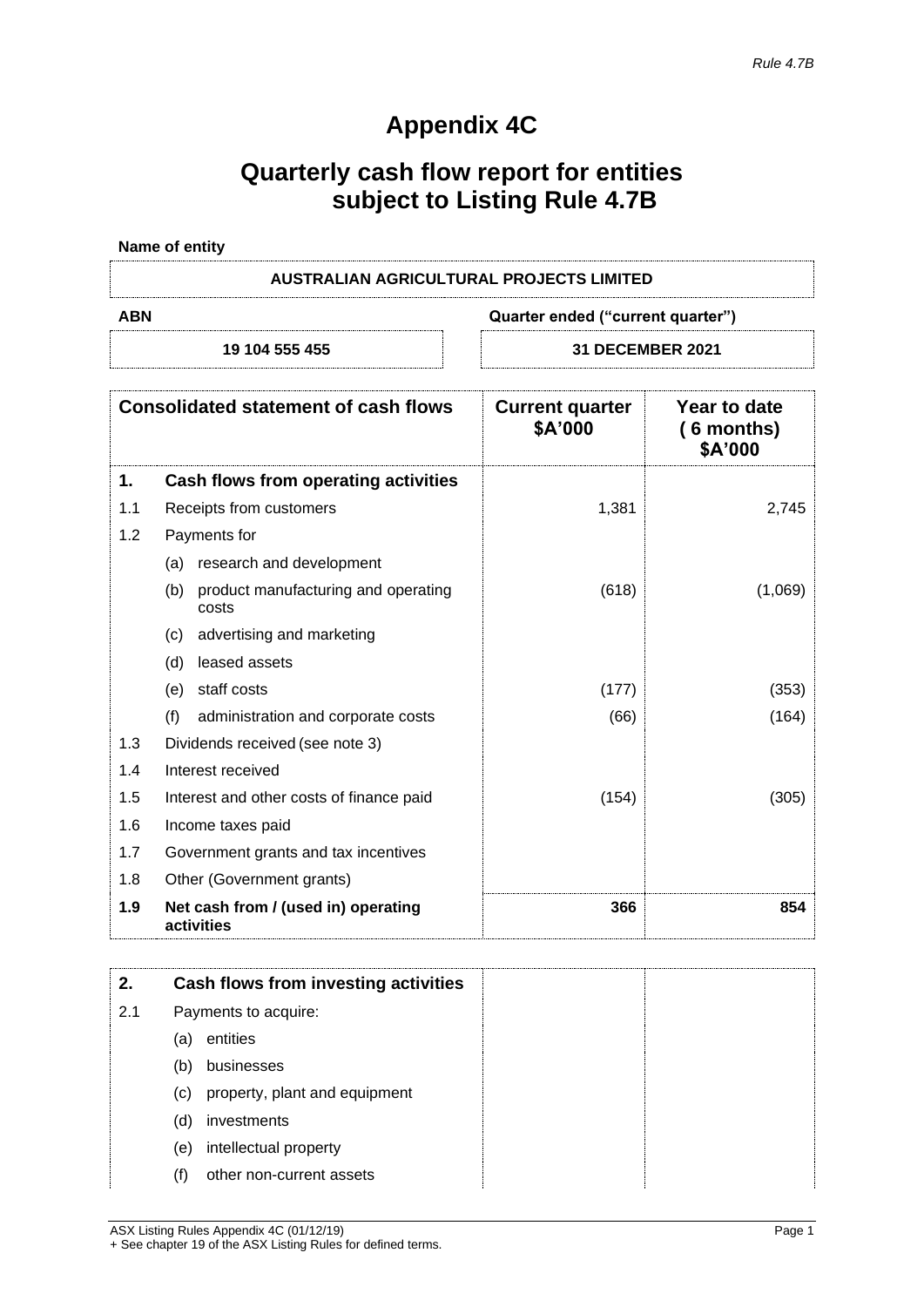*Rule 4.7B*

# Appendix 4C

# Quarterly cash flow report for entities subject to Listing Rule 4.7B

**Name of entity**

| AUSTRALIAN AGRICULTURAL PROJECTS LIMITED | |
|---|---|
| **ABN** | **Quarter ended ("current quarter")** |
| 19 104 555 455 | 31 DECEMBER 2021 |

| | **Consolidated statement of cash flows** | **Current quarter $A'000** | **Year to date (6 months) $A'000** |
|---|---|---|---|
| **1.** | **Cash flows from operating activities** | | |
| 1.1 | Receipts from customers | 1,381 | 2,745 |
| 1.2 | Payments for | | |
| | (a) research and development | | |
| | (b) product manufacturing and operating costs | (618) | (1,069) |
| | (c) advertising and marketing | | |
| | (d) leased assets | | |
| | (e) staff costs | (177) | (353) |
| | (f) administration and corporate costs | (66) | (164) |
| 1.3 | Dividends received (see note 3) | | |
| 1.4 | Interest received | | |
| 1.5 | Interest and other costs of finance paid | (154) | (305) |
| 1.6 | Income taxes paid | | |
| 1.7 | Government grants and tax incentives | | |
| 1.8 | Other (Government grants) | | |
| **1.9** | **Net cash from / (used in) operating activities** | **366** | **854** |

| | | | |
|---|---|---|---|
| **2.** | **Cash flows from investing activities** | | |
| 2.1 | Payments to acquire: | | |
| | (a) entities | | |
| | (b) businesses | | |
| | (c) property, plant and equipment | | |
| | (d) investments | | |
| | (e) intellectual property | | |
| | (f) other non-current assets | | |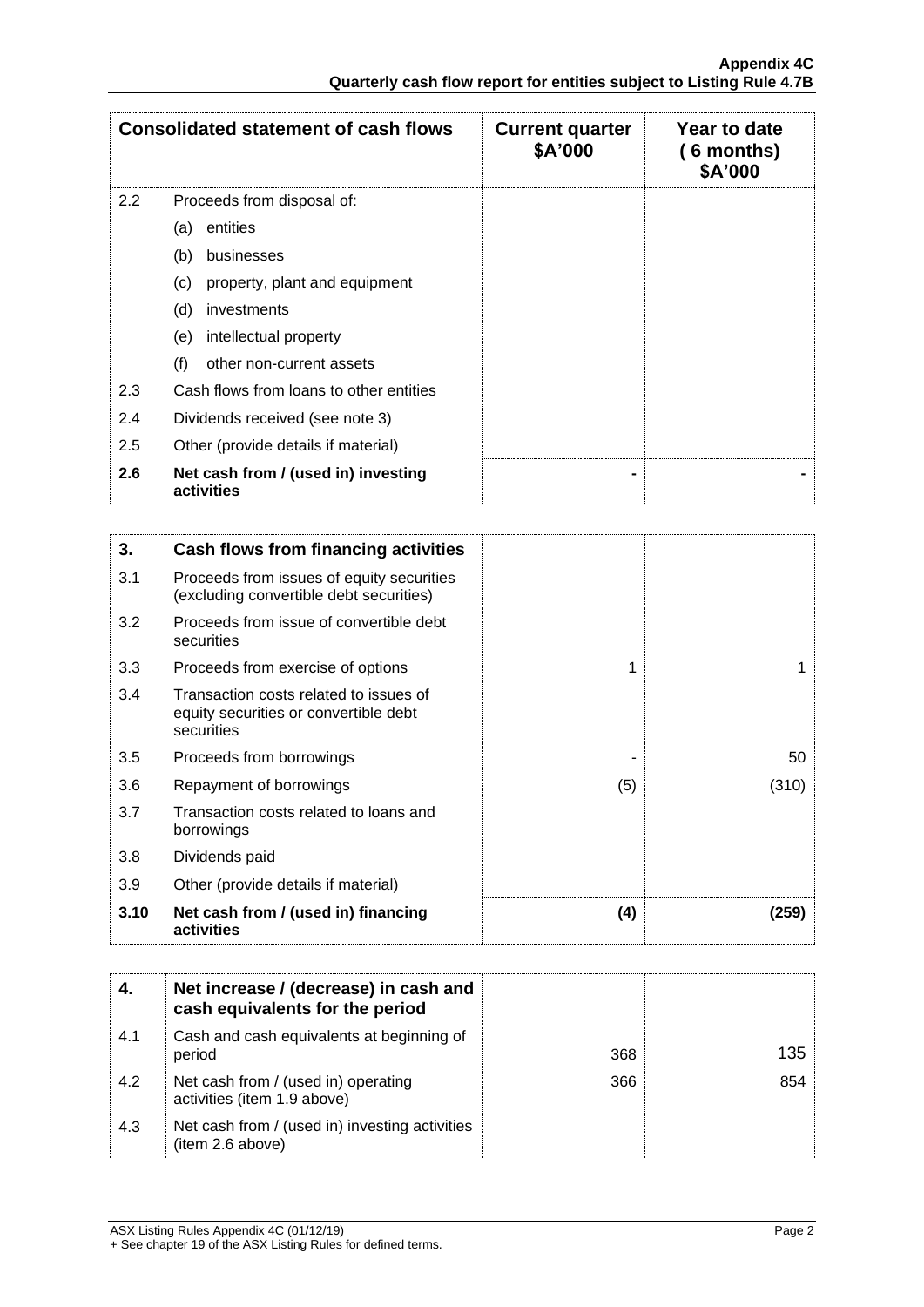| Consolidated statement of cash flows | | Current quarter $A'000 | Year to date (6 months) $A'000 |
|---|---|---|---|
| 2.2 | Proceeds from disposal of: | | |
| | (a) entities | | |
| | (b) businesses | | |
| | (c) property, plant and equipment | | |
| | (d) investments | | |
| | (e) intellectual property | | |
| | (f) other non-current assets | | |
| 2.3 | Cash flows from loans to other entities | | |
| 2.4 | Dividends received (see note 3) | | |
| 2.5 | Other (provide details if material) | | |
| **2.6** | **Net cash from / (used in) investing activities** | **-** | **-** |

| | | | |
|---|---|---|---|
| **3.** | **Cash flows from financing activities** | | |
| 3.1 | Proceeds from issues of equity securities (excluding convertible debt securities) | | |
| 3.2 | Proceeds from issue of convertible debt securities | | |
| 3.3 | Proceeds from exercise of options | 1 | 1 |
| 3.4 | Transaction costs related to issues of equity securities or convertible debt securities | | |
| 3.5 | Proceeds from borrowings | - | 50 |
| 3.6 | Repayment of borrowings | (5) | (310) |
| 3.7 | Transaction costs related to loans and borrowings | | |
| 3.8 | Dividends paid | | |
| 3.9 | Other (provide details if material) | | |
| **3.10** | **Net cash from / (used in) financing activities** | **(4)** | **(259)** |

| | | | |
|---|---|---|---|
| **4.** | **Net increase / (decrease) in cash and cash equivalents for the period** | | |
| 4.1 | Cash and cash equivalents at beginning of period | 368 | 135 |
| 4.2 | Net cash from / (used in) operating activities (item 1.9 above) | 366 | 854 |
| 4.3 | Net cash from / (used in) investing activities (item 2.6 above) | | |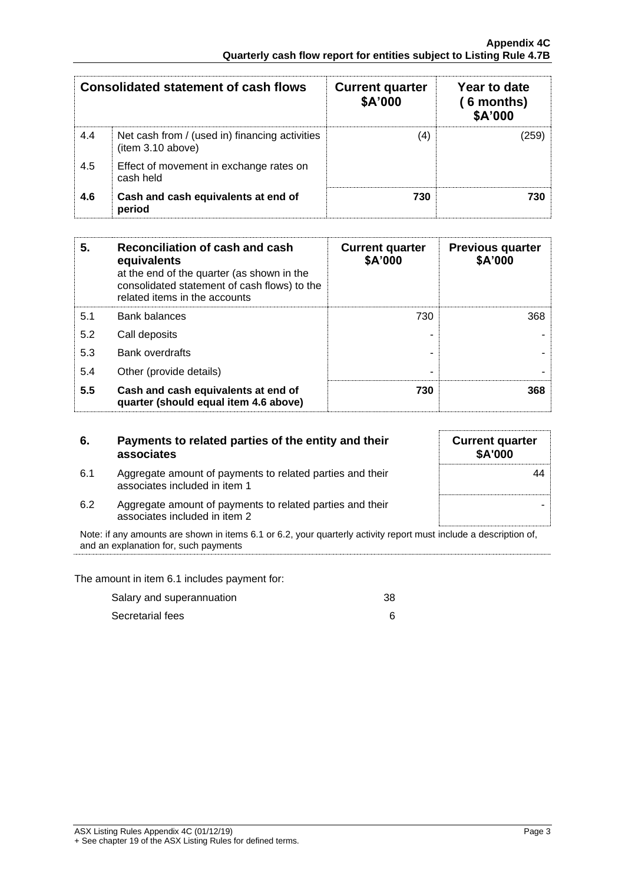| Consolidated statement of cash flows | | Current quarter $A'000 | Year to date (6 months) $A'000 |
|---|---|---|---|
| 4.4 | Net cash from / (used in) financing activities (item 3.10 above) | (4) | (259) |
| 4.5 | Effect of movement in exchange rates on cash held | | |
| **4.6** | **Cash and cash equivalents at end of period** | **730** | **730** |

| **5.** | **Reconciliation of cash and cash equivalents** at the end of the quarter (as shown in the consolidated statement of cash flows) to the related items in the accounts | **Current quarter $A'000** | **Previous quarter $A'000** |
|---|---|---|---|
| 5.1 | Bank balances | 730 | 368 |
| 5.2 | Call deposits | - | - |
| 5.3 | Bank overdrafts | - | - |
| 5.4 | Other (provide details) | - | - |
| **5.5** | **Cash and cash equivalents at end of quarter (should equal item 4.6 above)** | **730** | **368** |

| **6.** | **Payments to related parties of the entity and their associates** | **Current quarter $A'000** |
|---|---|---|
| 6.1 | Aggregate amount of payments to related parties and their associates included in item 1 | 44 |
| 6.2 | Aggregate amount of payments to related parties and their associates included in item 2 | - |

Note: if any amounts are shown in items 6.1 or 6.2, your quarterly activity report must include a description of, and an explanation for, such payments

The amount in item 6.1 includes payment for:

| | |
|---|---|
| Salary and superannuation | 38 |
| Secretarial fees | 6 |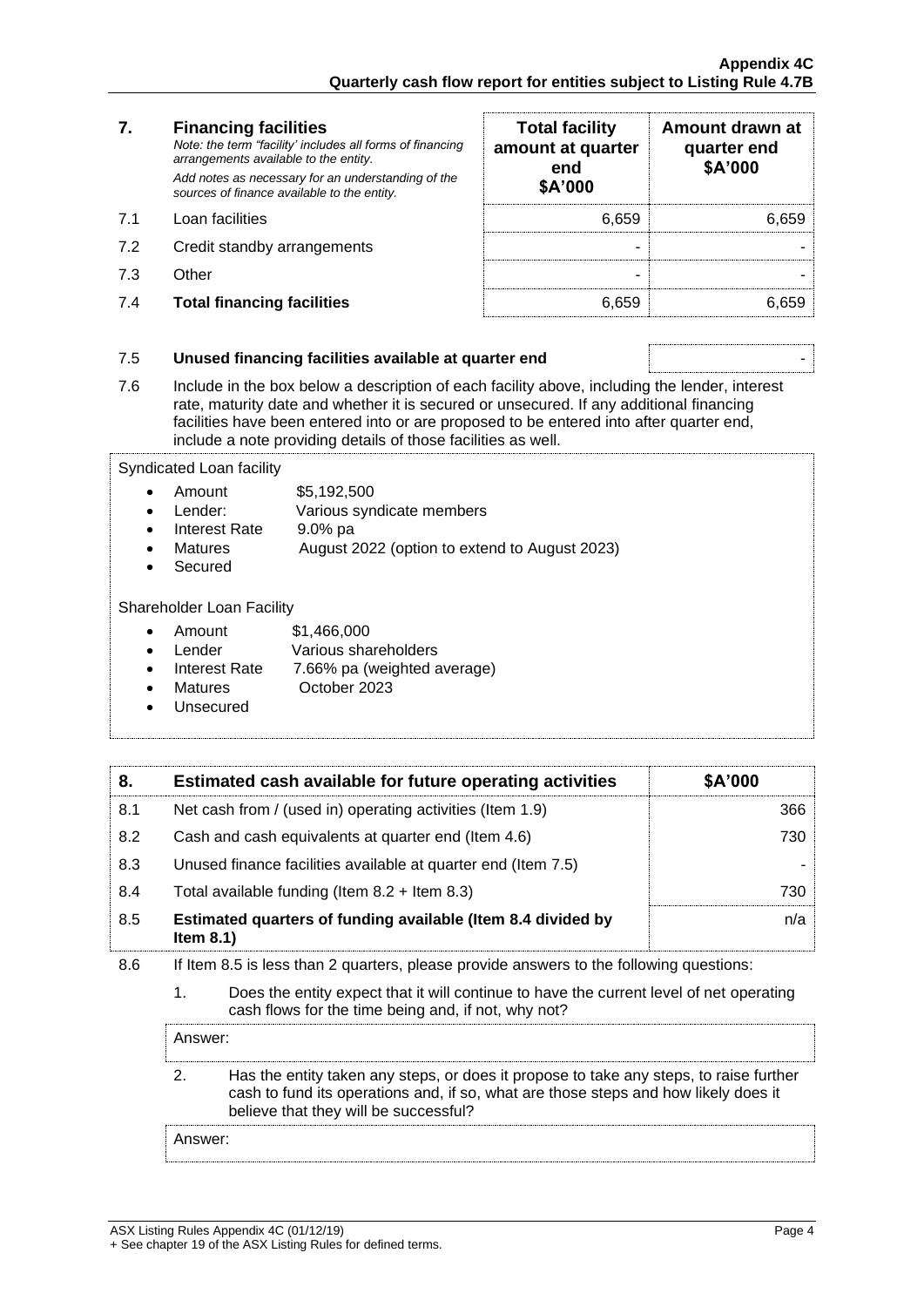| 7. | Financing facilities<br>*Note: the term "facility' includes all forms of financing arrangements available to the entity.*<br>*Add notes as necessary for an understanding of the sources of finance available to the entity.* | Total facility amount at quarter end<br>$A'000 | Amount drawn at quarter end<br>$A'000 |
|---|---|---|---|
| 7.1 | Loan facilities | 6,659 | 6,659 |
| 7.2 | Credit standby arrangements | - | - |
| 7.3 | Other | - | - |
| 7.4 | **Total financing facilities** | 6,659 | 6,659 |

| | | |
|---|---|---|
| 7.5 | **Unused financing facilities available at quarter end** | - |

7.6 Include in the box below a description of each facility above, including the lender, interest rate, maturity date and whether it is secured or unsecured. If any additional financing facilities have been entered into or are proposed to be entered into after quarter end, include a note providing details of those facilities as well.

Syndicated Loan facility

- Amount $5,192,500
- Lender: Various syndicate members
- Interest Rate 9.0% pa
- Matures August 2022 (option to extend to August 2023)
- Secured

Shareholder Loan Facility

- Amount $1,466,000
- Lender Various shareholders
- Interest Rate 7.66% pa (weighted average)
- Matures October 2023
- Unsecured

| 8. | Estimated cash available for future operating activities | $A'000 |
|---|---|---|
| 8.1 | Net cash from / (used in) operating activities (Item 1.9) | 366 |
| 8.2 | Cash and cash equivalents at quarter end (Item 4.6) | 730 |
| 8.3 | Unused finance facilities available at quarter end (Item 7.5) | - |
| 8.4 | Total available funding (Item 8.2 + Item 8.3) | 730 |
| 8.5 | **Estimated quarters of funding available (Item 8.4 divided by Item 8.1)** | n/a |

8.6 If Item 8.5 is less than 2 quarters, please provide answers to the following questions:

1. Does the entity expect that it will continue to have the current level of net operating cash flows for the time being and, if not, why not?

Answer:

2. Has the entity taken any steps, or does it propose to take any steps, to raise further cash to fund its operations and, if so, what are those steps and how likely does it believe that they will be successful?

Answer: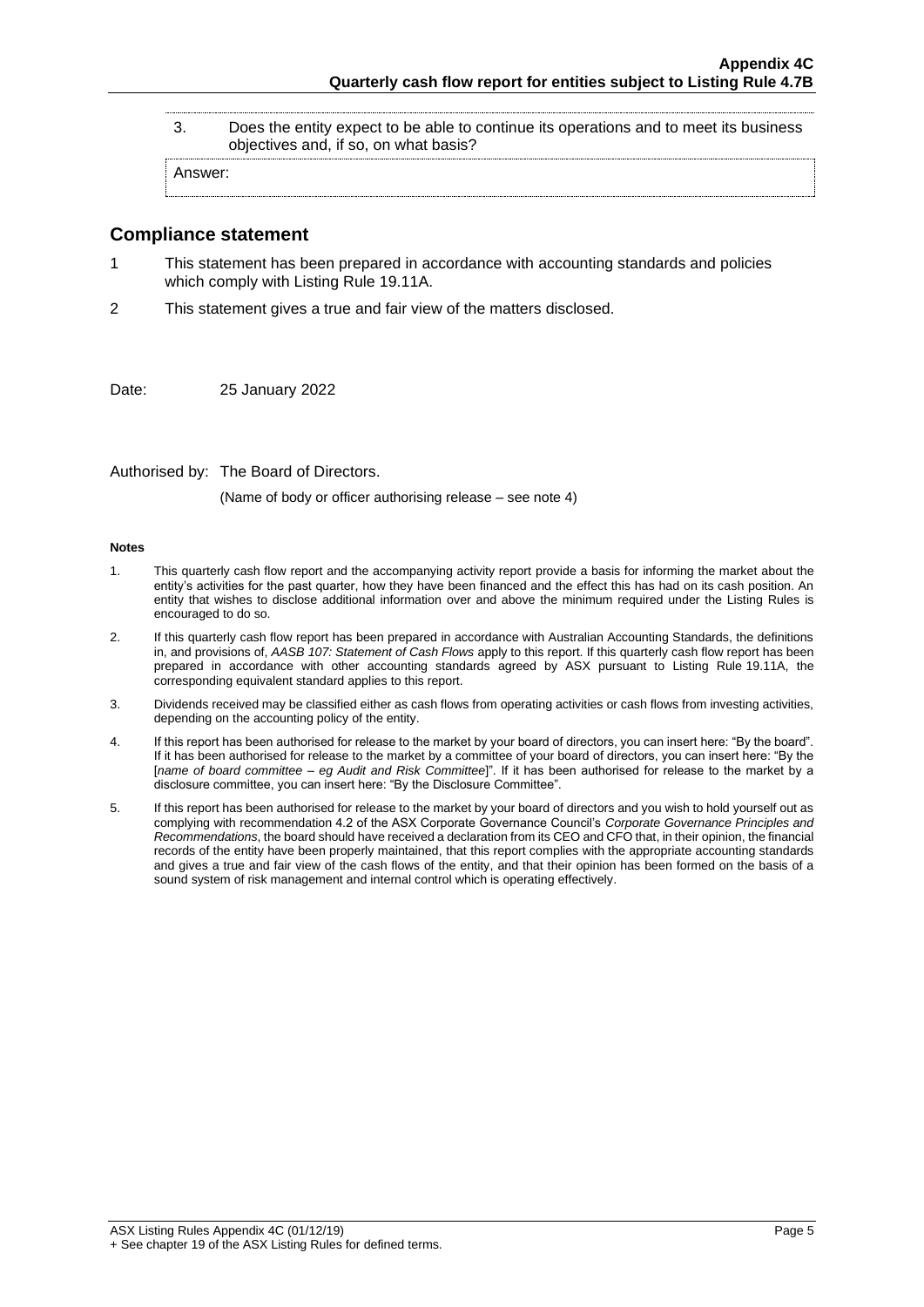3. Does the entity expect to be able to continue its operations and to meet its business objectives and, if so, on what basis?

Answer:

## Compliance statement

1 This statement has been prepared in accordance with accounting standards and policies which comply with Listing Rule 19.11A.

2 This statement gives a true and fair view of the matters disclosed.

Date: 25 January 2022

Authorised by: The Board of Directors.

(Name of body or officer authorising release – see note 4)

**Notes**

1. This quarterly cash flow report and the accompanying activity report provide a basis for informing the market about the entity's activities for the past quarter, how they have been financed and the effect this has had on its cash position. An entity that wishes to disclose additional information over and above the minimum required under the Listing Rules is encouraged to do so.
2. If this quarterly cash flow report has been prepared in accordance with Australian Accounting Standards, the definitions in, and provisions of, *AASB 107: Statement of Cash Flows* apply to this report. If this quarterly cash flow report has been prepared in accordance with other accounting standards agreed by ASX pursuant to Listing Rule 19.11A, the corresponding equivalent standard applies to this report.
3. Dividends received may be classified either as cash flows from operating activities or cash flows from investing activities, depending on the accounting policy of the entity.
4. If this report has been authorised for release to the market by your board of directors, you can insert here: "By the board". If it has been authorised for release to the market by a committee of your board of directors, you can insert here: "By the [*name of board committee – eg Audit and Risk Committee*]". If it has been authorised for release to the market by a disclosure committee, you can insert here: "By the Disclosure Committee".
5. If this report has been authorised for release to the market by your board of directors and you wish to hold yourself out as complying with recommendation 4.2 of the ASX Corporate Governance Council's *Corporate Governance Principles and Recommendations*, the board should have received a declaration from its CEO and CFO that, in their opinion, the financial records of the entity have been properly maintained, that this report complies with the appropriate accounting standards and gives a true and fair view of the cash flows of the entity, and that their opinion has been formed on the basis of a sound system of risk management and internal control which is operating effectively.